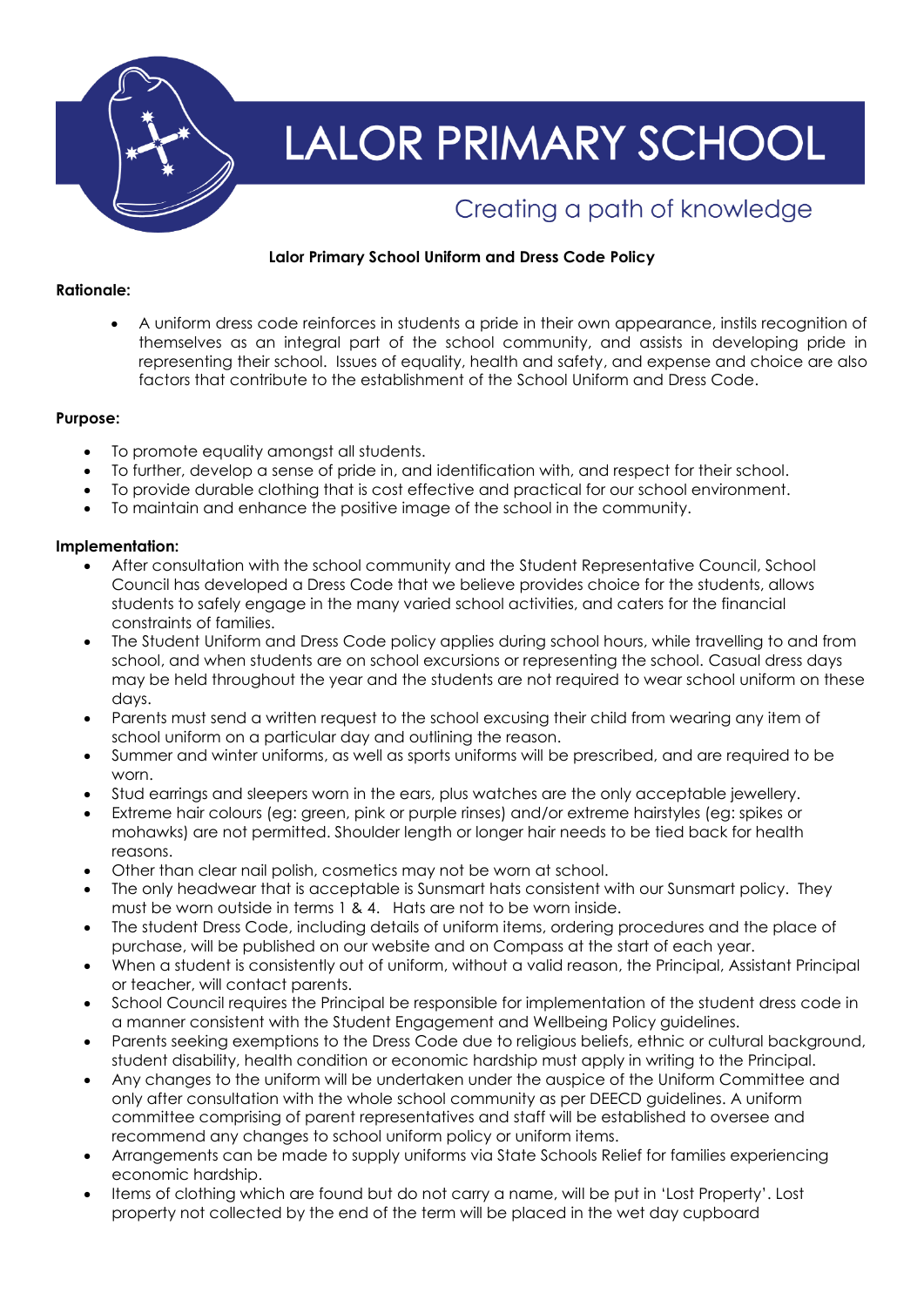# LALOR PRIMARY SCHOOL

Creating a path of knowledge

**Lalor Primary School Uniform and Dress Code Policy**

**Rationale:**

- A uniform dress code reinforces in students a pride in their own appearance, instils recognition of themselves as an integral part of the school community, and assists in developing pride in representing their school. Issues of equality, health and safety, and expense and choice are also factors that contribute to the establishment of the School Uniform and Dress Code.

**Purpose:**

- To promote equality amongst all students.
- To further, develop a sense of pride in, and identification with, and respect for their school.
- To provide durable clothing that is cost effective and practical for our school environment.
- To maintain and enhance the positive image of the school in the community.

**Implementation:**

- After consultation with the school community and the Student Representative Council, School Council has developed a Dress Code that we believe provides choice for the students, allows students to safely engage in the many varied school activities, and caters for the financial constraints of families.
- The Student Uniform and Dress Code policy applies during school hours, while travelling to and from school, and when students are on school excursions or representing the school. Casual dress days may be held throughout the year and the students are not required to wear school uniform on these days.
- Parents must send a written request to the school excusing their child from wearing any item of school uniform on a particular day and outlining the reason.
- Summer and winter uniforms, as well as sports uniforms will be prescribed, and are required to be worn.
- Stud earrings and sleepers worn in the ears, plus watches are the only acceptable jewellery.
- Extreme hair colours (eg: green, pink or purple rinses) and/or extreme hairstyles (eg: spikes or mohawks) are not permitted. Shoulder length or longer hair needs to be tied back for health reasons.
- Other than clear nail polish, cosmetics may not be worn at school.
- The only headwear that is acceptable is Sunsmart hats consistent with our Sunsmart policy. They must be worn outside in terms 1 & 4. Hats are not to be worn inside.
- The student Dress Code, including details of uniform items, ordering procedures and the place of purchase, will be published on our website and on Compass at the start of each year.
- When a student is consistently out of uniform, without a valid reason, the Principal, Assistant Principal or teacher, will contact parents.
- School Council requires the Principal be responsible for implementation of the student dress code in a manner consistent with the Student Engagement and Wellbeing Policy guidelines.
- Parents seeking exemptions to the Dress Code due to religious beliefs, ethnic or cultural background, student disability, health condition or economic hardship must apply in writing to the Principal.
- Any changes to the uniform will be undertaken under the auspice of the Uniform Committee and only after consultation with the whole school community as per DEECD guidelines. A uniform committee comprising of parent representatives and staff will be established to oversee and recommend any changes to school uniform policy or uniform items.
- Arrangements can be made to supply uniforms via State Schools Relief for families experiencing economic hardship.
- Items of clothing which are found but do not carry a name, will be put in 'Lost Property'. Lost property not collected by the end of the term will be placed in the wet day cupboard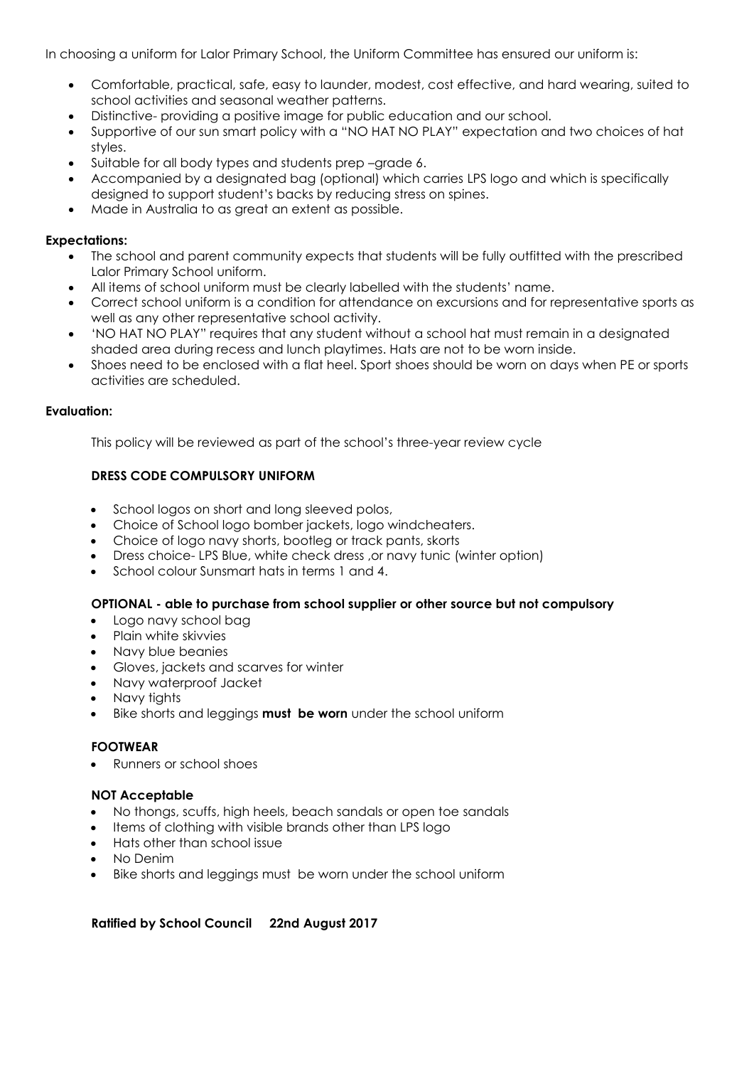In choosing a uniform for Lalor Primary School, the Uniform Committee has ensured our uniform is:

- Comfortable, practical, safe, easy to launder, modest, cost effective, and hard wearing, suited to school activities and seasonal weather patterns.
- Distinctive- providing a positive image for public education and our school.
- Supportive of our sun smart policy with a "NO HAT NO PLAY" expectation and two choices of hat styles.
- Suitable for all body types and students prep –grade 6.
- Accompanied by a designated bag (optional) which carries LPS logo and which is specifically designed to support student's backs by reducing stress on spines.
- Made in Australia to as great an extent as possible.

**Expectations:**

- The school and parent community expects that students will be fully outfitted with the prescribed Lalor Primary School uniform.
- All items of school uniform must be clearly labelled with the students' name.
- Correct school uniform is a condition for attendance on excursions and for representative sports as well as any other representative school activity.
- 'NO HAT NO PLAY" requires that any student without a school hat must remain in a designated shaded area during recess and lunch playtimes. Hats are not to be worn inside.
- Shoes need to be enclosed with a flat heel. Sport shoes should be worn on days when PE or sports activities are scheduled.

**Evaluation:**

This policy will be reviewed as part of the school's three-year review cycle

**DRESS CODE COMPULSORY UNIFORM**

- School logos on short and long sleeved polos,
- Choice of School logo bomber jackets, logo windcheaters.
- Choice of logo navy shorts, bootleg or track pants, skorts
- Dress choice- LPS Blue, white check dress ,or navy tunic (winter option)
- School colour Sunsmart hats in terms 1 and 4.

**OPTIONAL - able to purchase from school supplier or other source but not compulsory**

- Logo navy school bag
- Plain white skivvies
- Navy blue beanies
- Gloves, jackets and scarves for winter
- Navy waterproof Jacket
- Navy tights
- Bike shorts and leggings **must be worn** under the school uniform

**FOOTWEAR**

- Runners or school shoes

**NOT Acceptable**

- No thongs, scuffs, high heels, beach sandals or open toe sandals
- Items of clothing with visible brands other than LPS logo
- Hats other than school issue
- No Denim
- Bike shorts and leggings must be worn under the school uniform

**Ratified by School Council 22nd August 2017**